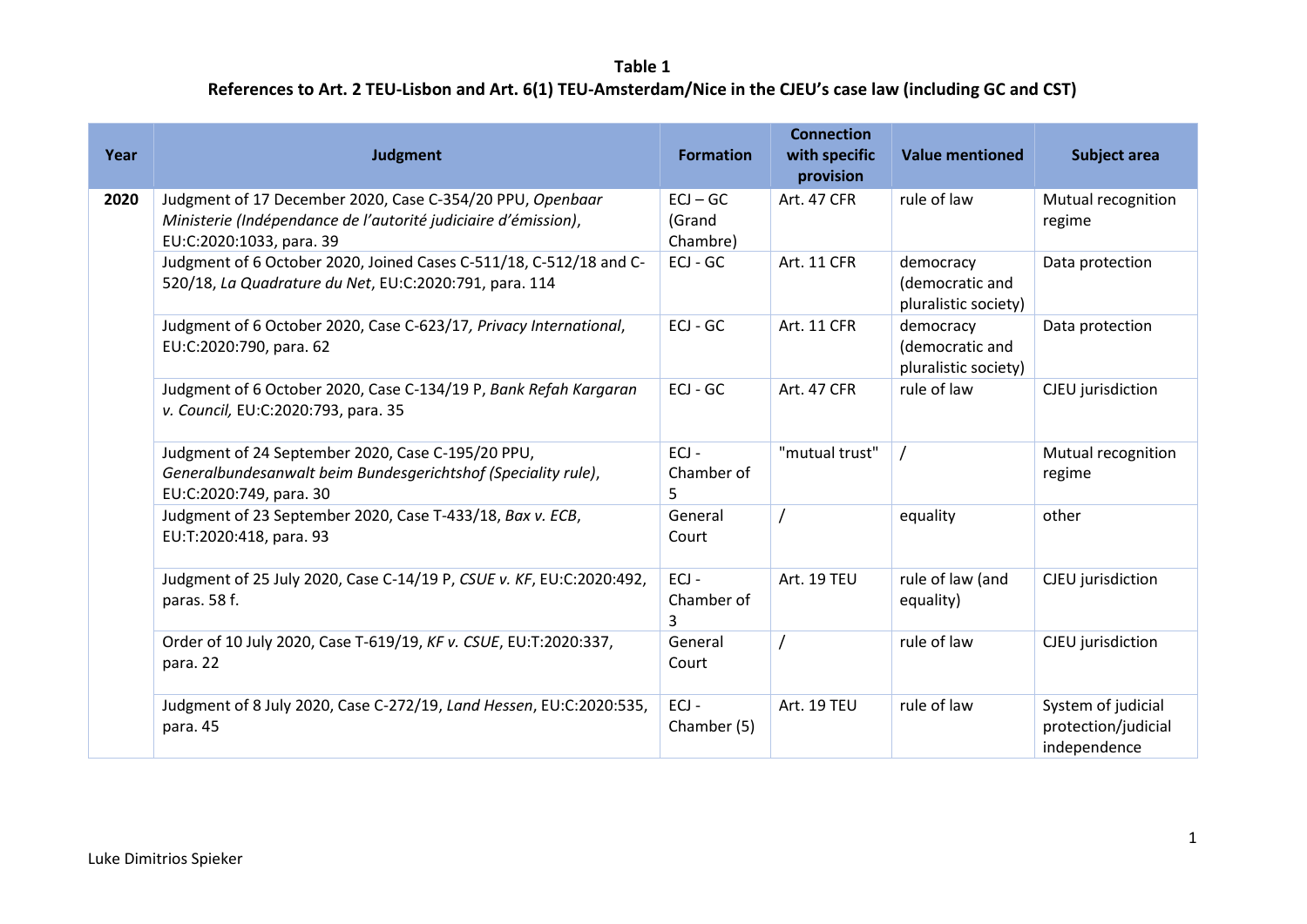**Table 1**
**References to Art. 2 TEU-Lisbon and Art. 6(1) TEU-Amsterdam/Nice in the CJEU's case law (including GC and CST)**

| Year | Judgment | Formation | Connection with specific provision | Value mentioned | Subject area |
|---|---|---|---|---|---|
| **2020** | Judgment of 17 December 2020, Case C-354/20 PPU, *Openbaar Ministerie (Indépendance de l'autorité judiciaire d'émission)*, EU:C:2020:1033, para. 39 | ECJ – GC (Grand Chambre) | Art. 47 CFR | rule of law | Mutual recognition regime |
| | Judgment of 6 October 2020, Joined Cases C-511/18, C-512/18 and C-520/18, *La Quadrature du Net*, EU:C:2020:791, para. 114 | ECJ - GC | Art. 11 CFR | democracy (democratic and pluralistic society) | Data protection |
| | Judgment of 6 October 2020, Case C-623/17, *Privacy International*, EU:C:2020:790, para. 62 | ECJ - GC | Art. 11 CFR | democracy (democratic and pluralistic society) | Data protection |
| | Judgment of 6 October 2020, Case C-134/19 P, *Bank Refah Kargaran v. Council,* EU:C:2020:793, para. 35 | ECJ - GC | Art. 47 CFR | rule of law | CJEU jurisdiction |
| | Judgment of 24 September 2020, Case C-195/20 PPU, *Generalbundesanwalt beim Bundesgerichtshof (Speciality rule)*, EU:C:2020:749, para. 30 | ECJ - Chamber of 5 | "mutual trust" | / | Mutual recognition regime |
| | Judgment of 23 September 2020, Case T-433/18, *Bax v. ECB*, EU:T:2020:418, para. 93 | General Court | / | equality | other |
| | Judgment of 25 July 2020, Case C-14/19 P, *CSUE v. KF*, EU:C:2020:492, paras. 58 f. | ECJ - Chamber of 3 | Art. 19 TEU | rule of law (and equality) | CJEU jurisdiction |
| | Order of 10 July 2020, Case T-619/19, *KF v. CSUE*, EU:T:2020:337, para. 22 | General Court | / | rule of law | CJEU jurisdiction |
| | Judgment of 8 July 2020, Case C-272/19, *Land Hessen*, EU:C:2020:535, para. 45 | ECJ - Chamber (5) | Art. 19 TEU | rule of law | System of judicial protection/judicial independence |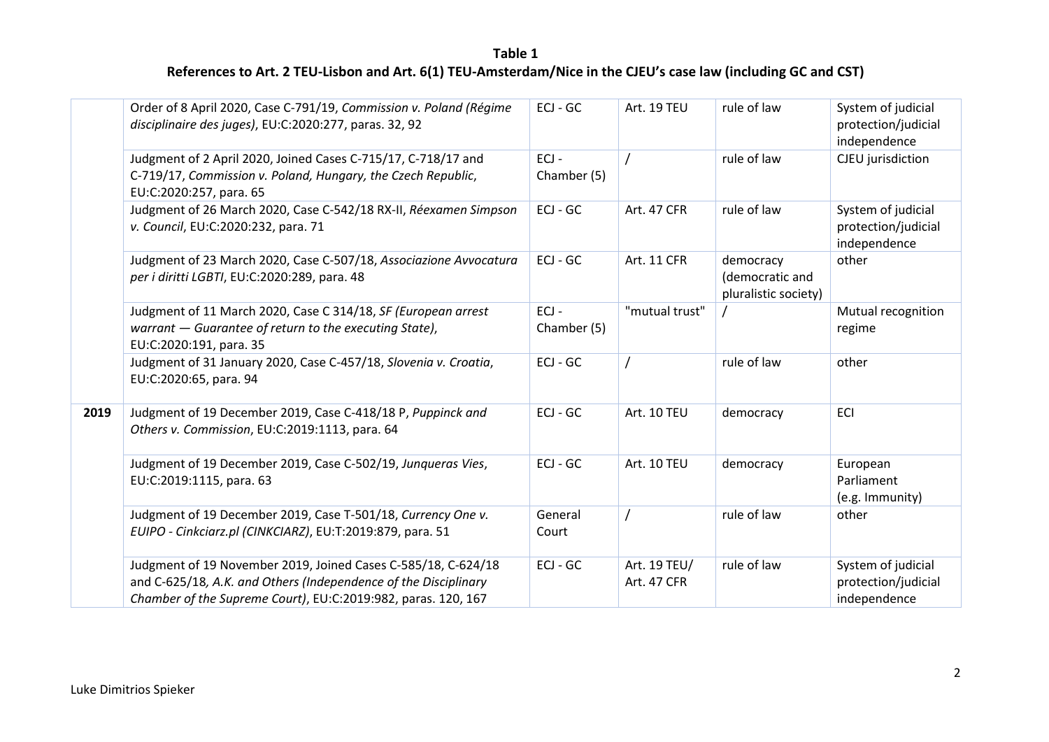**Table 1**

**References to Art. 2 TEU-Lisbon and Art. 6(1) TEU-Amsterdam/Nice in the CJEU's case law (including GC and CST)**

| | | | | | |
|---|---|---|---|---|---|
| | Order of 8 April 2020, Case C-791/19, *Commission v. Poland (Régime disciplinaire des juges)*, EU:C:2020:277, paras. 32, 92 | ECJ - GC | Art. 19 TEU | rule of law | System of judicial protection/judicial independence |
| | Judgment of 2 April 2020, Joined Cases C-715/17, C-718/17 and C-719/17, *Commission v. Poland, Hungary, the Czech Republic*, EU:C:2020:257, para. 65 | ECJ - Chamber (5) | / | rule of law | CJEU jurisdiction |
| | Judgment of 26 March 2020, Case C-542/18 RX-II, *Réexamen Simpson v. Council*, EU:C:2020:232, para. 71 | ECJ - GC | Art. 47 CFR | rule of law | System of judicial protection/judicial independence |
| | Judgment of 23 March 2020, Case C-507/18, *Associazione Avvocatura per i diritti LGBTI*, EU:C:2020:289, para. 48 | ECJ - GC | Art. 11 CFR | democracy (democratic and pluralistic society) | other |
| | Judgment of 11 March 2020, Case C 314/18, *SF (European arrest warrant — Guarantee of return to the executing State)*, EU:C:2020:191, para. 35 | ECJ - Chamber (5) | "mutual trust" | / | Mutual recognition regime |
| | Judgment of 31 January 2020, Case C-457/18, *Slovenia v. Croatia*, EU:C:2020:65, para. 94 | ECJ - GC | / | rule of law | other |
| **2019** | Judgment of 19 December 2019, Case C-418/18 P, *Puppinck and Others v. Commission*, EU:C:2019:1113, para. 64 | ECJ - GC | Art. 10 TEU | democracy | ECI |
| | Judgment of 19 December 2019, Case C-502/19, *Junqueras Vies*, EU:C:2019:1115, para. 63 | ECJ - GC | Art. 10 TEU | democracy | European Parliament (e.g. Immunity) |
| | Judgment of 19 December 2019, Case T-501/18, *Currency One v. EUIPO - Cinkciarz.pl (CINKCIARZ)*, EU:T:2019:879, para. 51 | General Court | / | rule of law | other |
| | Judgment of 19 November 2019, Joined Cases C-585/18, C-624/18 and C-625/18, *A.K. and Others (Independence of the Disciplinary Chamber of the Supreme Court)*, EU:C:2019:982, paras. 120, 167 | ECJ - GC | Art. 19 TEU/ Art. 47 CFR | rule of law | System of judicial protection/judicial independence |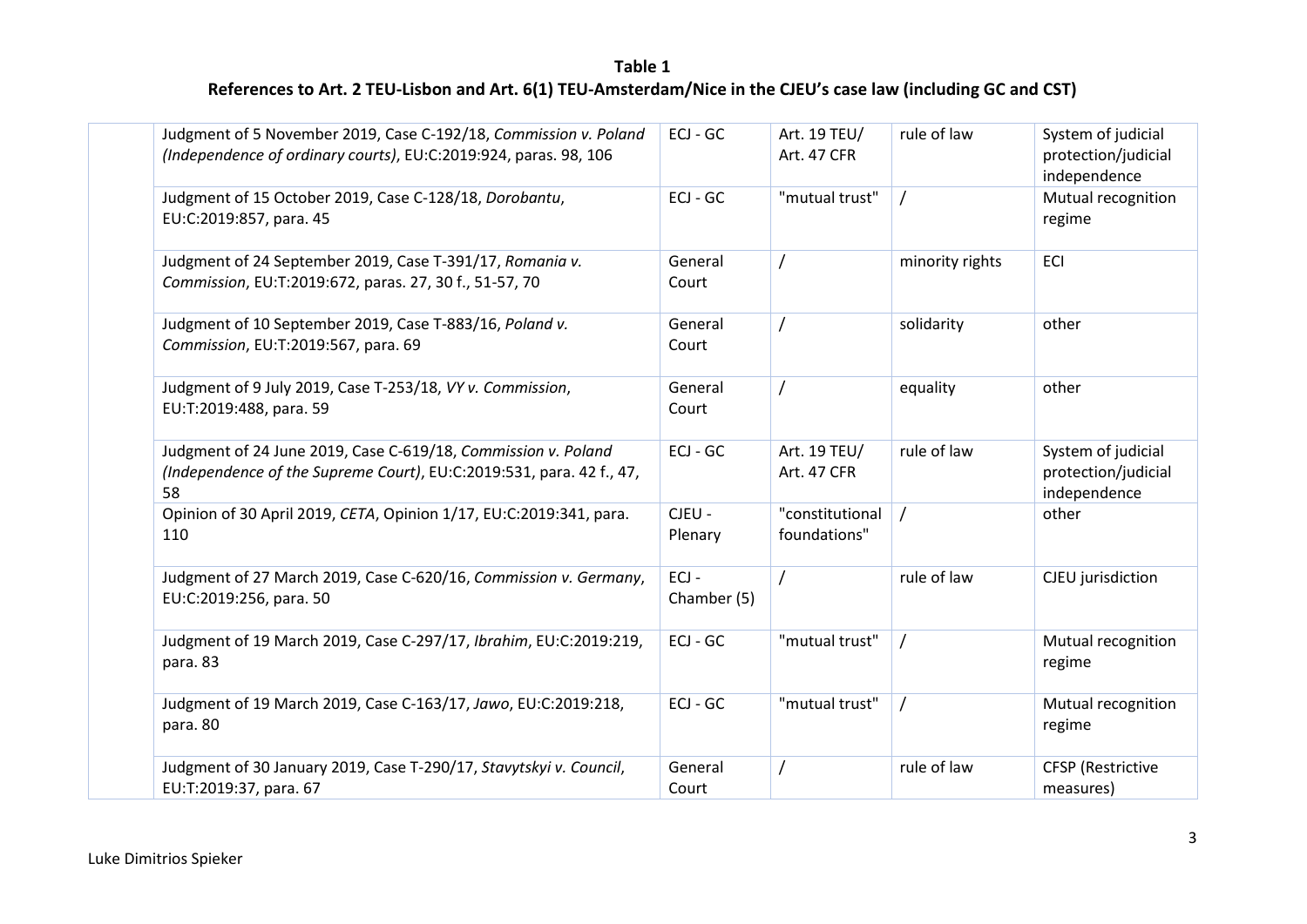**Table 1**

**References to Art. 2 TEU-Lisbon and Art. 6(1) TEU-Amsterdam/Nice in the CJEU's case law (including GC and CST)**

| | | | | | |
|---|---|---|---|---|---|
| | Judgment of 5 November 2019, Case C-192/18, *Commission v. Poland (Independence of ordinary courts)*, EU:C:2019:924, paras. 98, 106 | ECJ - GC | Art. 19 TEU/ Art. 47 CFR | rule of law | System of judicial protection/judicial independence |
| | Judgment of 15 October 2019, Case C-128/18, *Dorobantu*, EU:C:2019:857, para. 45 | ECJ - GC | "mutual trust" | / | Mutual recognition regime |
| | Judgment of 24 September 2019, Case T-391/17, *Romania v. Commission*, EU:T:2019:672, paras. 27, 30 f., 51-57, 70 | General Court | / | minority rights | ECI |
| | Judgment of 10 September 2019, Case T-883/16, *Poland v. Commission*, EU:T:2019:567, para. 69 | General Court | / | solidarity | other |
| | Judgment of 9 July 2019, Case T-253/18, *VY v. Commission*, EU:T:2019:488, para. 59 | General Court | / | equality | other |
| | Judgment of 24 June 2019, Case C-619/18, *Commission v. Poland (Independence of the Supreme Court)*, EU:C:2019:531, para. 42 f., 47, 58 | ECJ - GC | Art. 19 TEU/ Art. 47 CFR | rule of law | System of judicial protection/judicial independence |
| | Opinion of 30 April 2019, *CETA*, Opinion 1/17, EU:C:2019:341, para. 110 | CJEU - Plenary | "constitutional foundations" | / | other |
| | Judgment of 27 March 2019, Case C-620/16, *Commission v. Germany*, EU:C:2019:256, para. 50 | ECJ - Chamber (5) | / | rule of law | CJEU jurisdiction |
| | Judgment of 19 March 2019, Case C-297/17, *Ibrahim*, EU:C:2019:219, para. 83 | ECJ - GC | "mutual trust" | / | Mutual recognition regime |
| | Judgment of 19 March 2019, Case C-163/17, *Jawo*, EU:C:2019:218, para. 80 | ECJ - GC | "mutual trust" | / | Mutual recognition regime |
| | Judgment of 30 January 2019, Case T-290/17, *Stavytskyi v. Council*, EU:T:2019:37, para. 67 | General Court | / | rule of law | CFSP (Restrictive measures) |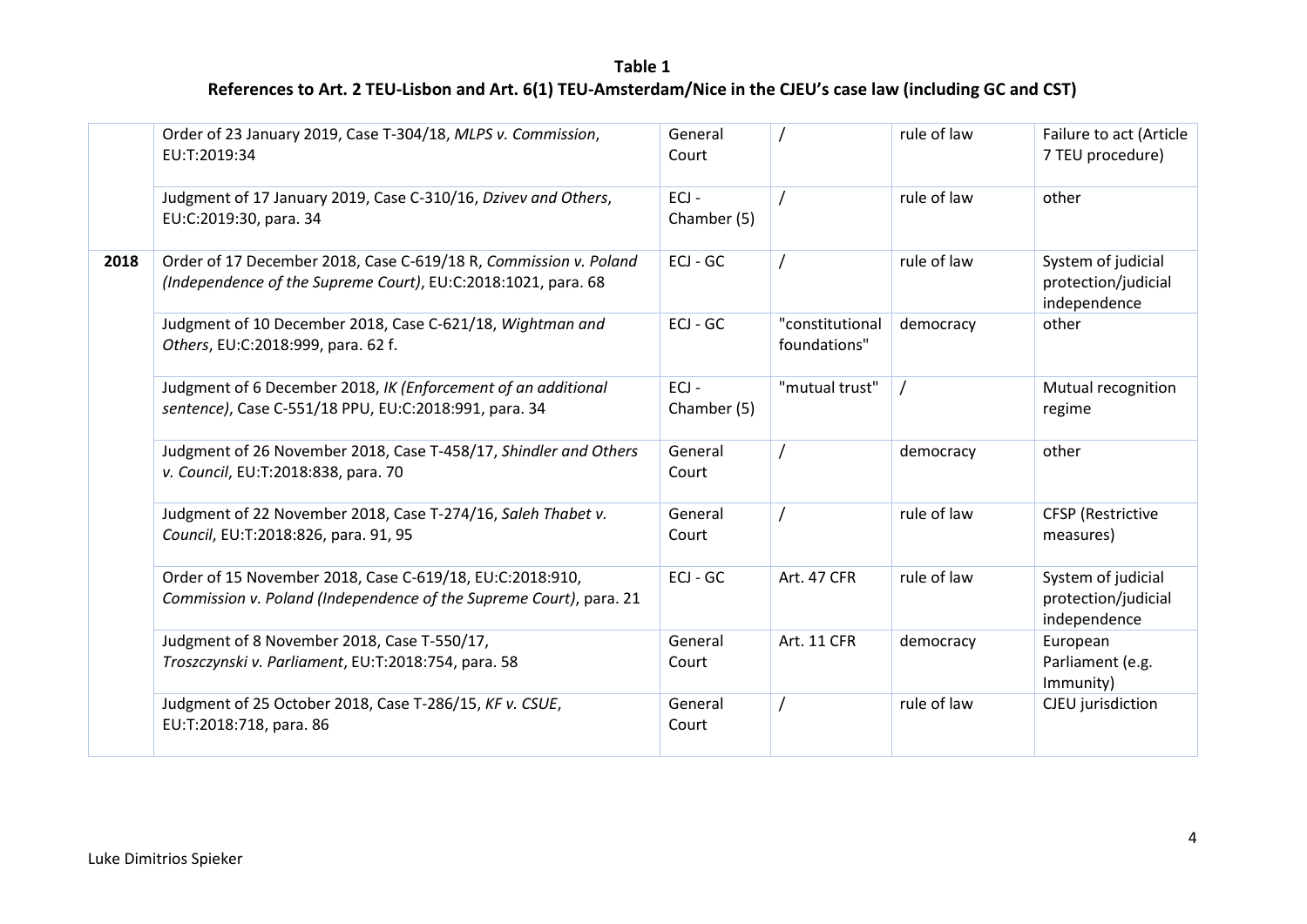**Table 1**

**References to Art. 2 TEU-Lisbon and Art. 6(1) TEU-Amsterdam/Nice in the CJEU's case law (including GC and CST)**

| | | | | | |
|---|---|---|---|---|---|
| | Order of 23 January 2019, Case T-304/18, *MLPS v. Commission*, EU:T:2019:34 | General Court | / | rule of law | Failure to act (Article 7 TEU procedure) |
| | Judgment of 17 January 2019, Case C-310/16, *Dzivev and Others*, EU:C:2019:30, para. 34 | ECJ - Chamber (5) | / | rule of law | other |
| **2018** | Order of 17 December 2018, Case C-619/18 R, *Commission v. Poland (Independence of the Supreme Court)*, EU:C:2018:1021, para. 68 | ECJ - GC | / | rule of law | System of judicial protection/judicial independence |
| | Judgment of 10 December 2018, Case C-621/18, *Wightman and Others*, EU:C:2018:999, para. 62 f. | ECJ - GC | "constitutional foundations" | democracy | other |
| | Judgment of 6 December 2018, *IK (Enforcement of an additional sentence)*, Case C-551/18 PPU, EU:C:2018:991, para. 34 | ECJ - Chamber (5) | "mutual trust" | / | Mutual recognition regime |
| | Judgment of 26 November 2018, Case T-458/17, *Shindler and Others v. Council*, EU:T:2018:838, para. 70 | General Court | / | democracy | other |
| | Judgment of 22 November 2018, Case T-274/16, *Saleh Thabet v. Council*, EU:T:2018:826, para. 91, 95 | General Court | / | rule of law | CFSP (Restrictive measures) |
| | Order of 15 November 2018, Case C-619/18, EU:C:2018:910, *Commission v. Poland (Independence of the Supreme Court)*, para. 21 | ECJ - GC | Art. 47 CFR | rule of law | System of judicial protection/judicial independence |
| | Judgment of 8 November 2018, Case T-550/17, *Troszczynski v. Parliament*, EU:T:2018:754, para. 58 | General Court | Art. 11 CFR | democracy | European Parliament (e.g. Immunity) |
| | Judgment of 25 October 2018, Case T-286/15, *KF v. CSUE*, EU:T:2018:718, para. 86 | General Court | / | rule of law | CJEU jurisdiction |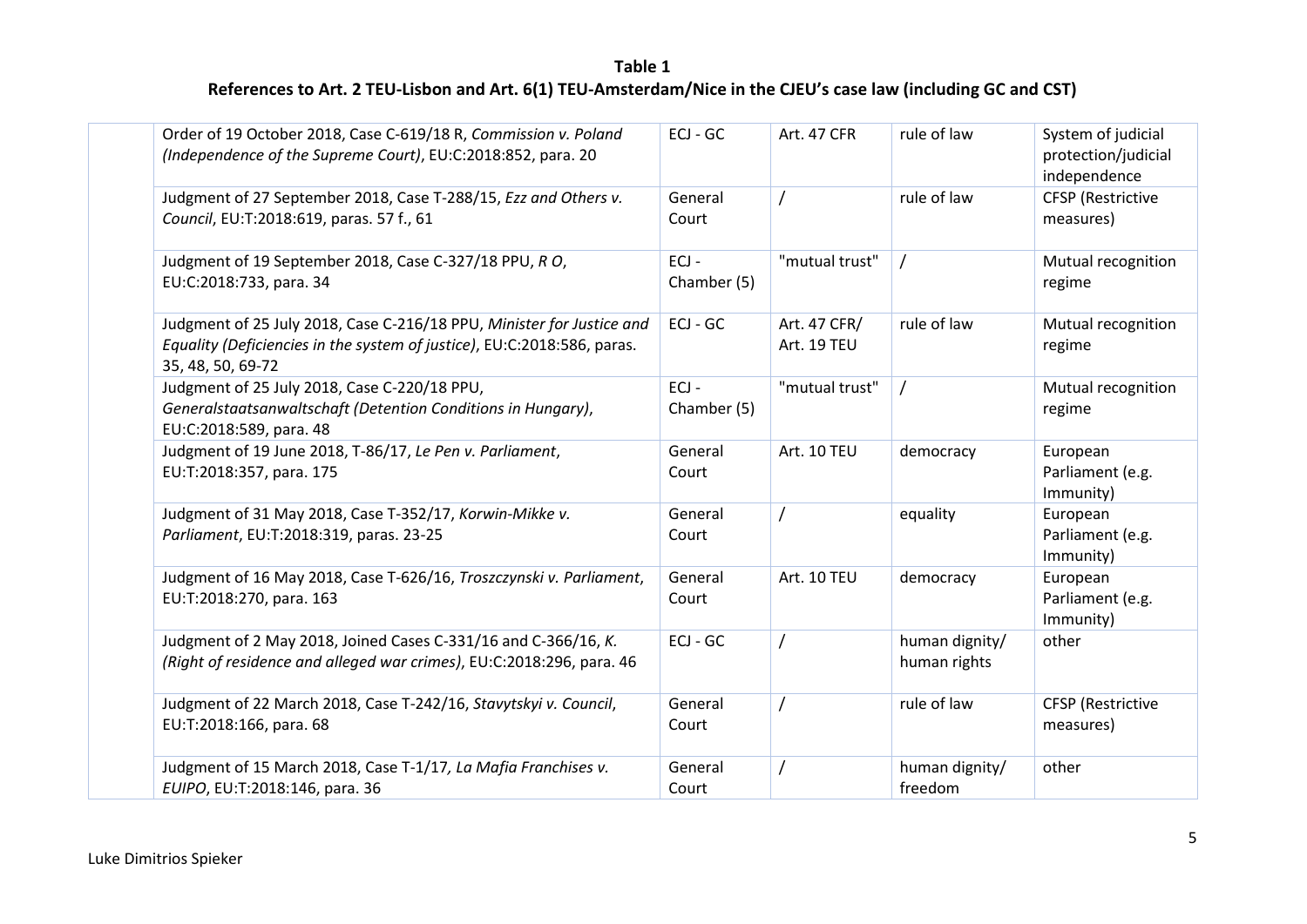**Table 1**

**References to Art. 2 TEU-Lisbon and Art. 6(1) TEU-Amsterdam/Nice in the CJEU's case law (including GC and CST)**

| | | | | | |
|---|---|---|---|---|---|
| | Order of 19 October 2018, Case C-619/18 R, *Commission v. Poland (Independence of the Supreme Court)*, EU:C:2018:852, para. 20 | ECJ - GC | Art. 47 CFR | rule of law | System of judicial protection/judicial independence |
| | Judgment of 27 September 2018, Case T-288/15, *Ezz and Others v. Council*, EU:T:2018:619, paras. 57 f., 61 | General Court | / | rule of law | CFSP (Restrictive measures) |
| | Judgment of 19 September 2018, Case C-327/18 PPU, *R O*, EU:C:2018:733, para. 34 | ECJ - Chamber (5) | "mutual trust" | / | Mutual recognition regime |
| | Judgment of 25 July 2018, Case C-216/18 PPU, *Minister for Justice and Equality (Deficiencies in the system of justice)*, EU:C:2018:586, paras. 35, 48, 50, 69-72 | ECJ - GC | Art. 47 CFR/ Art. 19 TEU | rule of law | Mutual recognition regime |
| | Judgment of 25 July 2018, Case C-220/18 PPU, *Generalstaatsanwaltschaft (Detention Conditions in Hungary)*, EU:C:2018:589, para. 48 | ECJ - Chamber (5) | "mutual trust" | / | Mutual recognition regime |
| | Judgment of 19 June 2018, T-86/17, *Le Pen v. Parliament*, EU:T:2018:357, para. 175 | General Court | Art. 10 TEU | democracy | European Parliament (e.g. Immunity) |
| | Judgment of 31 May 2018, Case T-352/17, *Korwin-Mikke v. Parliament*, EU:T:2018:319, paras. 23-25 | General Court | / | equality | European Parliament (e.g. Immunity) |
| | Judgment of 16 May 2018, Case T-626/16, *Troszczynski v. Parliament*, EU:T:2018:270, para. 163 | General Court | Art. 10 TEU | democracy | European Parliament (e.g. Immunity) |
| | Judgment of 2 May 2018, Joined Cases C-331/16 and C-366/16, *K. (Right of residence and alleged war crimes)*, EU:C:2018:296, para. 46 | ECJ - GC | / | human dignity/ human rights | other |
| | Judgment of 22 March 2018, Case T-242/16, *Stavytskyi v. Council*, EU:T:2018:166, para. 68 | General Court | / | rule of law | CFSP (Restrictive measures) |
| | Judgment of 15 March 2018, Case T-1/17*, La Mafia Franchises v. EUIPO*, EU:T:2018:146, para. 36 | General Court | / | human dignity/ freedom | other |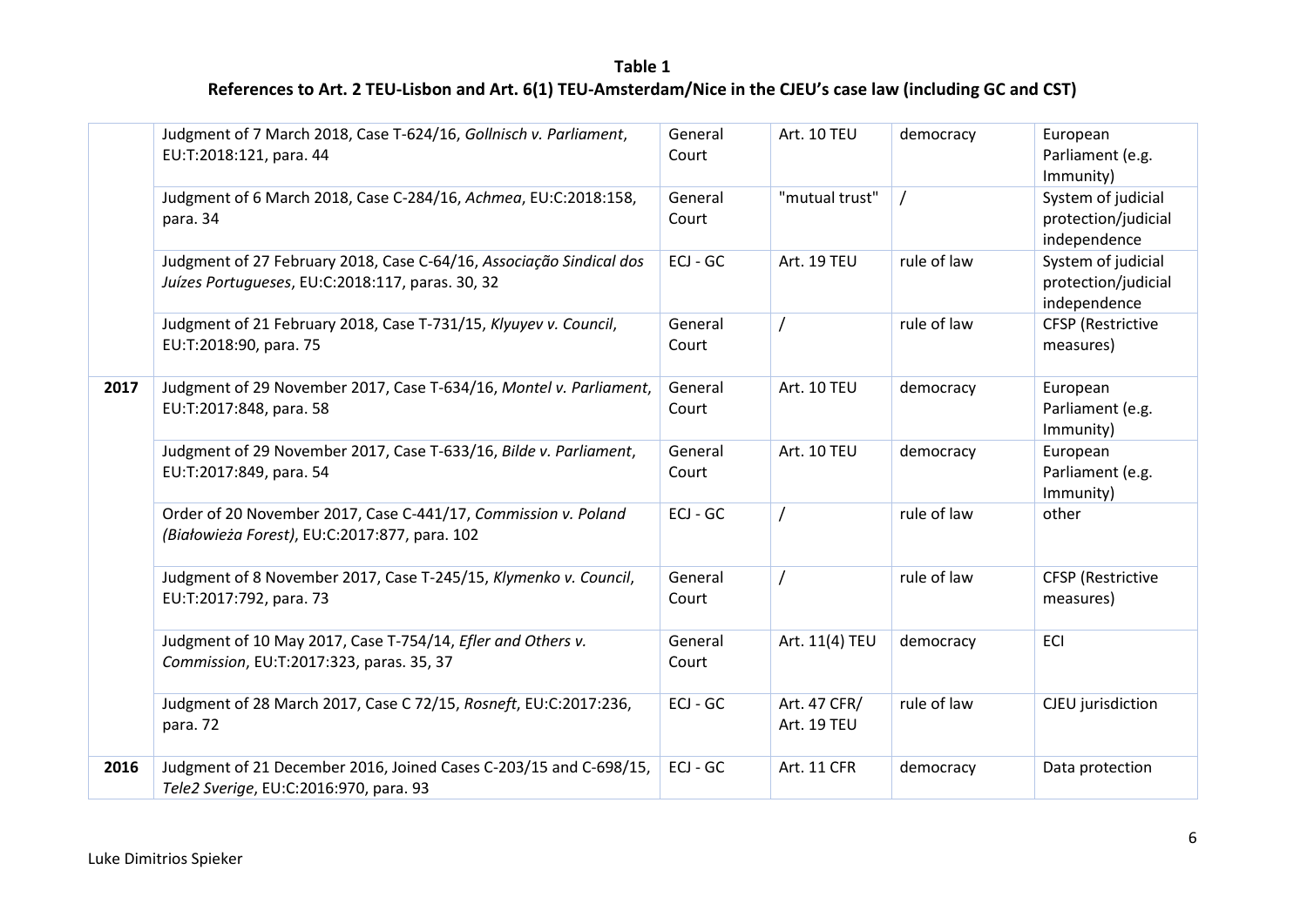**Table 1**

**References to Art. 2 TEU-Lisbon and Art. 6(1) TEU-Amsterdam/Nice in the CJEU's case law (including GC and CST)**

| | | | | | |
|---|---|---|---|---|---|
| | Judgment of 7 March 2018, Case T-624/16, *Gollnisch v. Parliament*, EU:T:2018:121, para. 44 | General Court | Art. 10 TEU | democracy | European Parliament (e.g. Immunity) |
| | Judgment of 6 March 2018, Case C-284/16, *Achmea*, EU:C:2018:158, para. 34 | General Court | "mutual trust" | / | System of judicial protection/judicial independence |
| | Judgment of 27 February 2018, Case C-64/16, *Associação Sindical dos Juízes Portugueses*, EU:C:2018:117, paras. 30, 32 | ECJ - GC | Art. 19 TEU | rule of law | System of judicial protection/judicial independence |
| | Judgment of 21 February 2018, Case T-731/15, *Klyuyev v. Council*, EU:T:2018:90, para. 75 | General Court | / | rule of law | CFSP (Restrictive measures) |
| **2017** | Judgment of 29 November 2017, Case T-634/16, *Montel v. Parliament*, EU:T:2017:848, para. 58 | General Court | Art. 10 TEU | democracy | European Parliament (e.g. Immunity) |
| | Judgment of 29 November 2017, Case T-633/16, *Bilde v. Parliament*, EU:T:2017:849, para. 54 | General Court | Art. 10 TEU | democracy | European Parliament (e.g. Immunity) |
| | Order of 20 November 2017, Case C-441/17, *Commission v. Poland (Białowieża Forest)*, EU:C:2017:877, para. 102 | ECJ - GC | / | rule of law | other |
| | Judgment of 8 November 2017, Case T-245/15, *Klymenko v. Council*, EU:T:2017:792, para. 73 | General Court | / | rule of law | CFSP (Restrictive measures) |
| | Judgment of 10 May 2017, Case T-754/14, *Efler and Others v. Commission*, EU:T:2017:323, paras. 35, 37 | General Court | Art. 11(4) TEU | democracy | ECI |
| | Judgment of 28 March 2017, Case C 72/15, *Rosneft*, EU:C:2017:236, para. 72 | ECJ - GC | Art. 47 CFR/ Art. 19 TEU | rule of law | CJEU jurisdiction |
| **2016** | Judgment of 21 December 2016, Joined Cases C-203/15 and C-698/15, *Tele2 Sverige*, EU:C:2016:970, para. 93 | ECJ - GC | Art. 11 CFR | democracy | Data protection |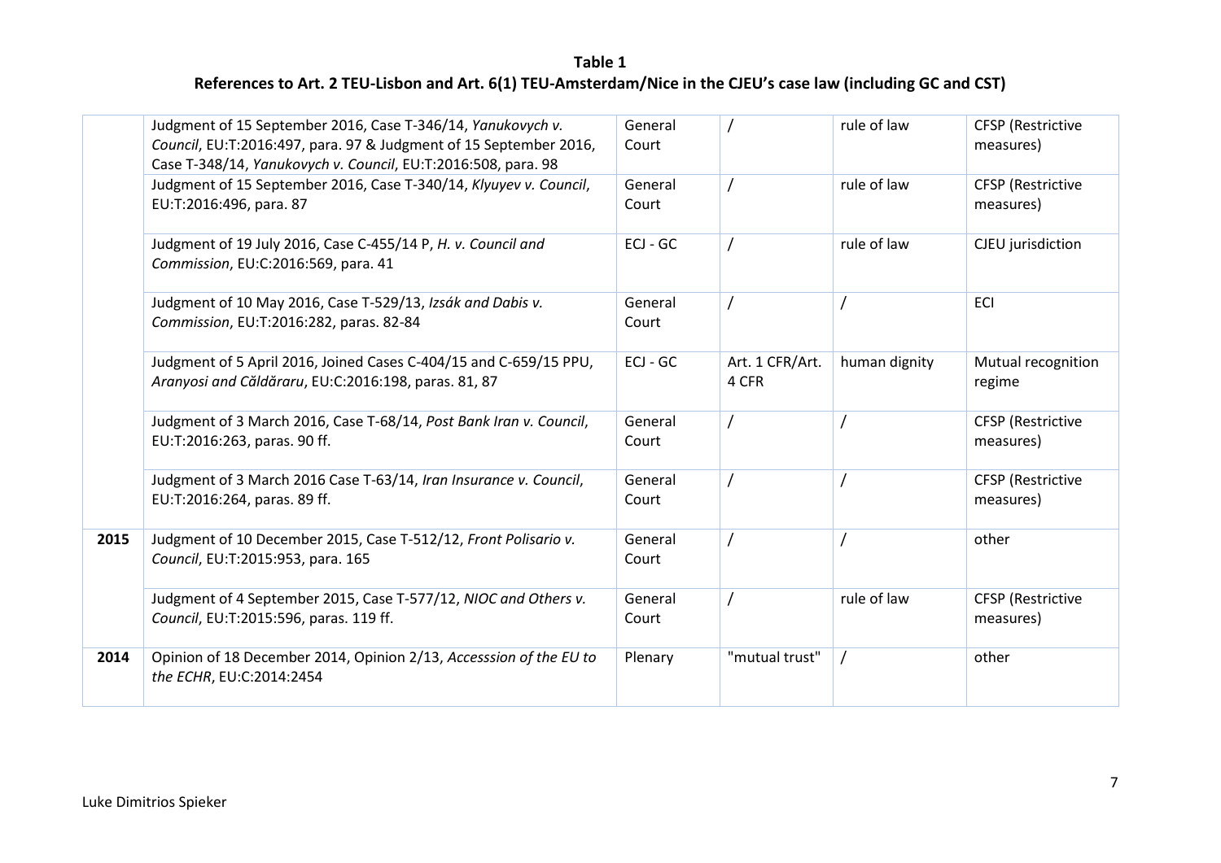**Table 1**
**References to Art. 2 TEU-Lisbon and Art. 6(1) TEU-Amsterdam/Nice in the CJEU's case law (including GC and CST)**

| | | | | | |
|---|---|---|---|---|---|
| | Judgment of 15 September 2016, Case T-346/14, *Yanukovych v. Council*, EU:T:2016:497, para. 97 & Judgment of 15 September 2016, Case T-348/14, *Yanukovych v. Council*, EU:T:2016:508, para. 98 | General Court | / | rule of law | CFSP (Restrictive measures) |
| | Judgment of 15 September 2016, Case T-340/14, *Klyuyev v. Council*, EU:T:2016:496, para. 87 | General Court | / | rule of law | CFSP (Restrictive measures) |
| | Judgment of 19 July 2016, Case C-455/14 P, *H. v. Council and Commission*, EU:C:2016:569, para. 41 | ECJ - GC | / | rule of law | CJEU jurisdiction |
| | Judgment of 10 May 2016, Case T-529/13, *Izsák and Dabis v. Commission*, EU:T:2016:282, paras. 82-84 | General Court | / | / | ECI |
| | Judgment of 5 April 2016, Joined Cases C-404/15 and C-659/15 PPU, *Aranyosi and Căldăraru*, EU:C:2016:198, paras. 81, 87 | ECJ - GC | Art. 1 CFR/Art. 4 CFR | human dignity | Mutual recognition regime |
| | Judgment of 3 March 2016, Case T-68/14, *Post Bank Iran v. Council*, EU:T:2016:263, paras. 90 ff. | General Court | / | / | CFSP (Restrictive measures) |
| | Judgment of 3 March 2016 Case T-63/14, *Iran Insurance v. Council*, EU:T:2016:264, paras. 89 ff. | General Court | / | / | CFSP (Restrictive measures) |
| **2015** | Judgment of 10 December 2015, Case T-512/12, *Front Polisario v. Council*, EU:T:2015:953, para. 165 | General Court | / | / | other |
| | Judgment of 4 September 2015, Case T-577/12, *NIOC and Others v. Council*, EU:T:2015:596, paras. 119 ff. | General Court | / | rule of law | CFSP (Restrictive measures) |
| **2014** | Opinion of 18 December 2014, Opinion 2/13, *Accesssion of the EU to the ECHR*, EU:C:2014:2454 | Plenary | "mutual trust" | / | other |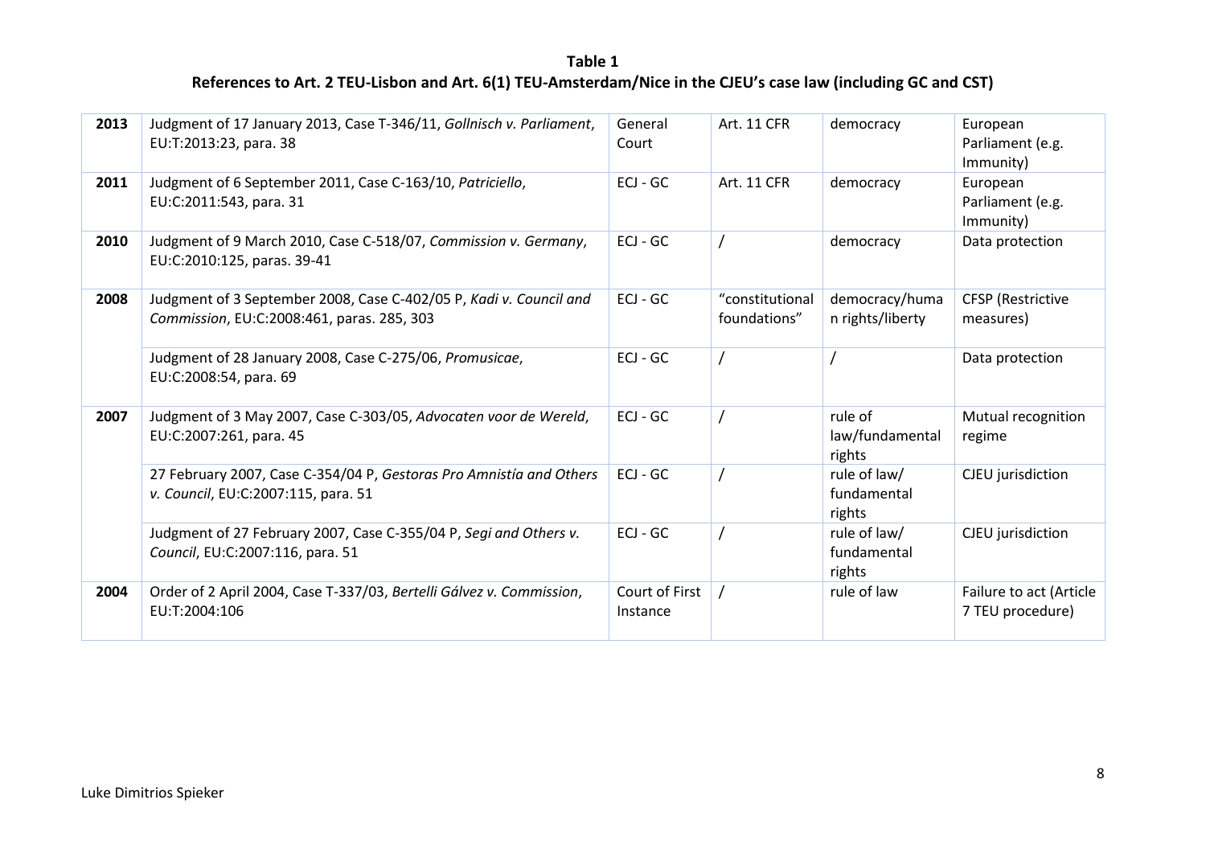**Table 1**

**References to Art. 2 TEU-Lisbon and Art. 6(1) TEU-Amsterdam/Nice in the CJEU's case law (including GC and CST)**

| | | | | | |
|---|---|---|---|---|---|
| **2013** | Judgment of 17 January 2013, Case T-346/11, *Gollnisch v. Parliament*, EU:T:2013:23, para. 38 | General Court | Art. 11 CFR | democracy | European Parliament (e.g. Immunity) |
| **2011** | Judgment of 6 September 2011, Case C-163/10, *Patriciello*, EU:C:2011:543, para. 31 | ECJ - GC | Art. 11 CFR | democracy | European Parliament (e.g. Immunity) |
| **2010** | Judgment of 9 March 2010, Case C-518/07, *Commission v. Germany*, EU:C:2010:125, paras. 39-41 | ECJ - GC | / | democracy | Data protection |
| **2008** | Judgment of 3 September 2008, Case C-402/05 P, *Kadi v. Council and Commission*, EU:C:2008:461, paras. 285, 303 | ECJ - GC | "constitutional foundations" | democracy/human rights/liberty | CFSP (Restrictive measures) |
| | Judgment of 28 January 2008, Case C-275/06, *Promusicae*, EU:C:2008:54, para. 69 | ECJ - GC | / | / | Data protection |
| **2007** | Judgment of 3 May 2007, Case C-303/05, *Advocaten voor de Wereld*, EU:C:2007:261, para. 45 | ECJ - GC | / | rule of law/fundamental rights | Mutual recognition regime |
| | 27 February 2007, Case C-354/04 P, *Gestoras Pro Amnistía and Others v. Council*, EU:C:2007:115, para. 51 | ECJ - GC | / | rule of law/ fundamental rights | CJEU jurisdiction |
| | Judgment of 27 February 2007, Case C-355/04 P, *Segi and Others v. Council*, EU:C:2007:116, para. 51 | ECJ - GC | / | rule of law/ fundamental rights | CJEU jurisdiction |
| **2004** | Order of 2 April 2004, Case T-337/03, *Bertelli Gálvez v. Commission*, EU:T:2004:106 | Court of First Instance | / | rule of law | Failure to act (Article 7 TEU procedure) |